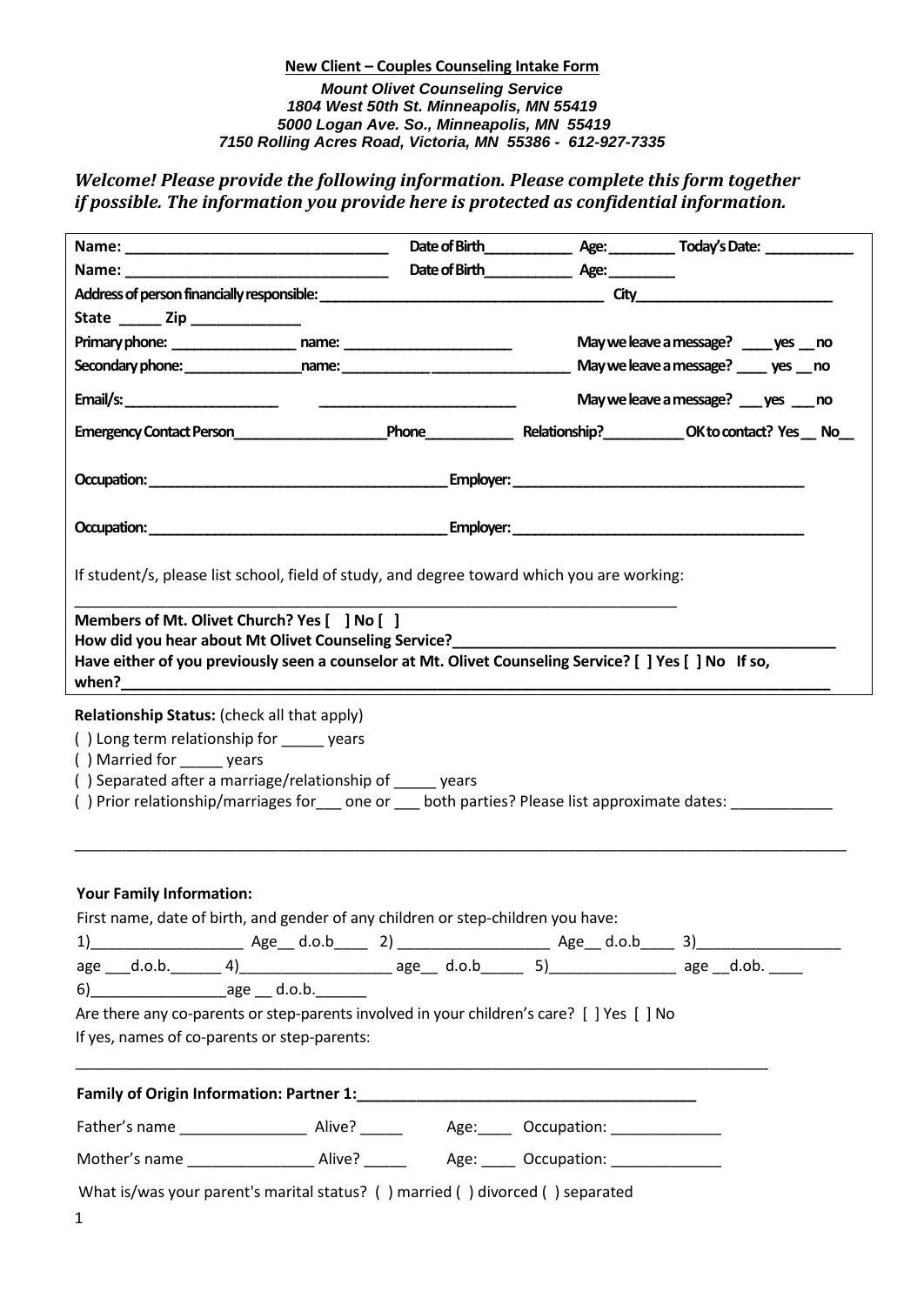**New Client – Couples Counseling Intake Form**

***Mount Olivet Counseling Service***
***1804 West 50th St. Minneapolis, MN 55419***
***5000 Logan Ave. So., Minneapolis, MN 55419***
***7150 Rolling Acres Road, Victoria, MN 55386 - 612-927-7335***

***Welcome! Please provide the following information. Please complete this form together if possible. The information you provide here is protected as confidential information.***

**Name:** ______________________________ **Date of Birth**__________ **Age:** ________ **Today's Date:** ___________

**Name:** ______________________________ **Date of Birth**__________ **Age:** ________

**Address of person financially responsible:** ___________________________________ **City**________________________

**State** _____ **Zip** _____________

**Primary phone:** _______________ **name:** ____________________ **May we leave a message?** ____ **yes** __ **no**

**Secondary phone:** ______________ **name:** ___________________________ **May we leave a message?** ____ **yes** __ **no**

**Email/s:** ___________________ ________________________ **May we leave a message?** ___ **yes** ___ **no**

**Emergency Contact Person**___________________ **Phone**__________ **Relationship?**__________ **OK to contact? Yes** __ **No**__

**Occupation:** _____________________________________ **Employer:** ___________________________________

**Occupation:** _____________________________________ **Employer:** ___________________________________

If student/s, please list school, field of study, and degree toward which you are working:

___________________________________________________________________________

**Members of Mt. Olivet Church? Yes [ ] No [ ]**

**How did you hear about Mt Olivet Counseling Service?**_____________________________________________

**Have either of you previously seen a counselor at Mt. Olivet Counseling Service? [ ] Yes [ ] No If so, when?**___________________________________________________________________________________

**Relationship Status:** (check all that apply)

( ) Long term relationship for _____ years
( ) Married for _____ years
( ) Separated after a marriage/relationship of _____ years
( ) Prior relationship/marriages for___ one or ___ both parties? Please list approximate dates: ____________

______________________________________________________________________________________________

**Your Family Information:**

First name, date of birth, and gender of any children or step-children you have:

1)__________________ Age__ d.o.b____ 2) __________________ Age__ d.o.b____ 3)_________________ age ___d.o.b.______ 4)__________________ age__ d.o.b_____ 5)_______________ age __d.ob. ____ 6)________________age __ d.o.b.______

Are there any co-parents or step-parents involved in your children's care? [ ] Yes [ ] No

If yes, names of co-parents or step-parents:

___________________________________________________________________________________

**Family of Origin Information: Partner 1:**________________________________________

Father's name _______________ Alive? _____ Age:____ Occupation: _____________

Mother's name _______________ Alive? _____ Age: ____ Occupation: _____________

What is/was your parent's marital status? ( ) married ( ) divorced ( ) separated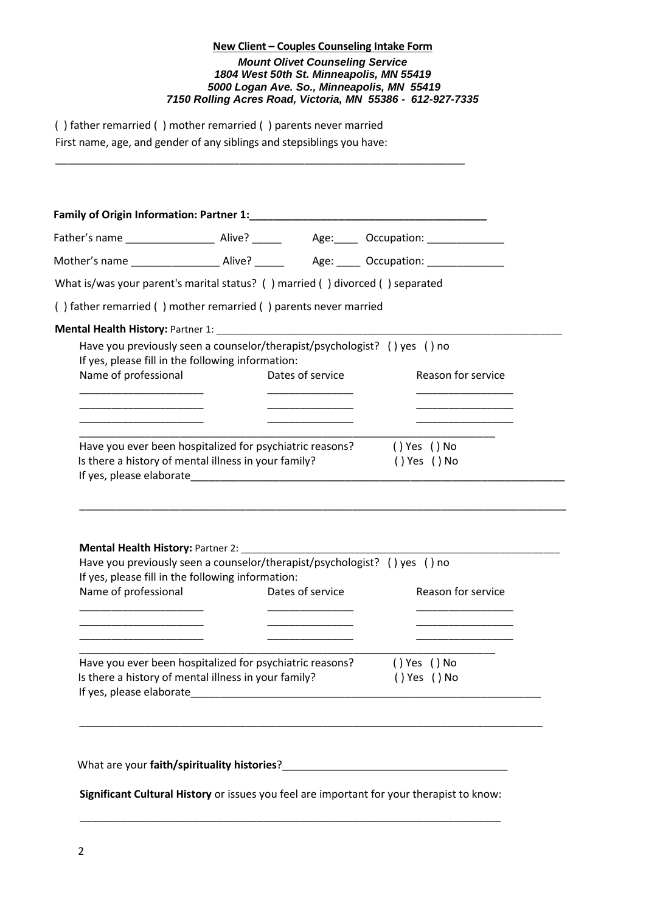**New Client – Couples Counseling Intake Form**

***Mount Olivet Counseling Service***
***1804 West 50th St. Minneapolis, MN 55419***
***5000 Logan Ave. So., Minneapolis, MN 55419***
***7150 Rolling Acres Road, Victoria, MN 55386 - 612-927-7335***

( ) father remarried ( ) mother remarried ( ) parents never married

First name, age, and gender of any siblings and stepsiblings you have:

______________________________________________________________________

**Family of Origin Information: Partner 1:________________________________________**

Father's name _______________ Alive? _____ Age:____ Occupation: _____________

Mother's name _______________ Alive? _____ Age: ____ Occupation: _____________

What is/was your parent's marital status? ( ) married ( ) divorced ( ) separated

( ) father remarried ( ) mother remarried ( ) parents never married

**Mental Health History:** Partner 1: ______________________________________________________________

Have you previously seen a counselor/therapist/psychologist? ( ) yes ( ) no

If yes, please fill in the following information:

| Name of professional | Dates of service | Reason for service |
|---|---|---|
| _____________________ | _______________ | _________________ |
| _____________________ | _______________ | _________________ |
| _____________________ | _______________ | _________________ |

___________________________________________________________________________

Have you ever been hospitalized for psychiatric reasons? ( ) Yes ( ) No

Is there a history of mental illness in your family? ( ) Yes ( ) No

If yes, please elaborate_______________________________________________________________

___________________________________________________________________________________

**Mental Health History:** Partner 2: _____________________________________________________________

Have you previously seen a counselor/therapist/psychologist? ( ) yes ( ) no

If yes, please fill in the following information:

| Name of professional | Dates of service | Reason for service |
|---|---|---|
| _____________________ | _______________ | _________________ |
| _____________________ | _______________ | _________________ |
| _____________________ | _______________ | _________________ |

___________________________________________________________________________

Have you ever been hospitalized for psychiatric reasons? ( ) Yes ( ) No

Is there a history of mental illness in your family? ( ) Yes ( ) No

If yes, please elaborate___________________________________________________________

_______________________________________________________________________________

What are your **faith/spirituality histories**?_______________________________________

**Significant Cultural History** or issues you feel are important for your therapist to know:

________________________________________________________________________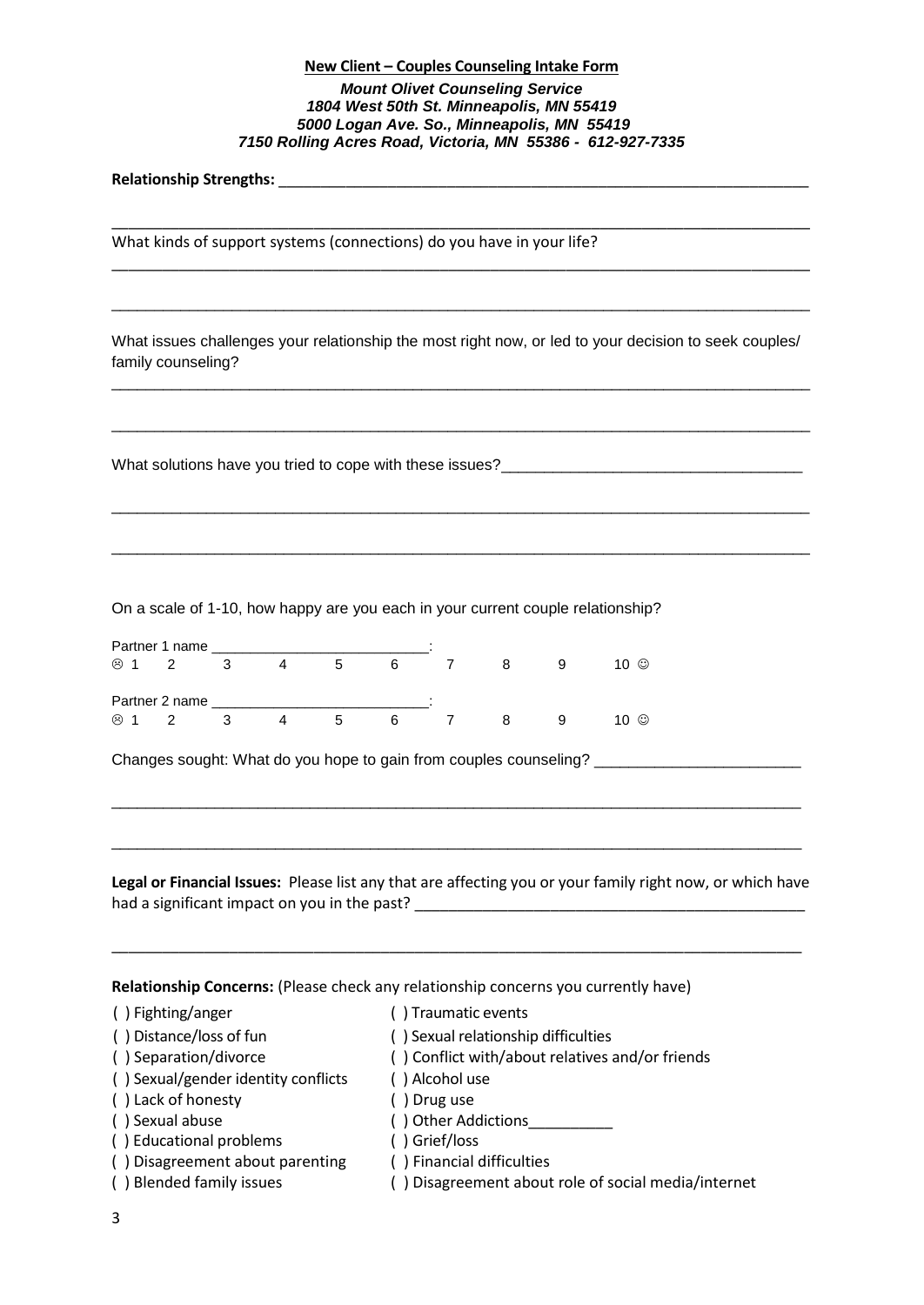**New Client – Couples Counseling Intake Form**

***Mount Olivet Counseling Service***
***1804 West 50th St. Minneapolis, MN 55419***
***5000 Logan Ave. So., Minneapolis, MN 55419***
***7150 Rolling Acres Road, Victoria, MN 55386 - 612-927-7335***

**Relationship Strengths:** ______________________________________________________________

_____________________________________________________________________________

What kinds of support systems (connections) do you have in your life?

_____________________________________________________________________________

_____________________________________________________________________________

What issues challenges your relationship the most right now, or led to your decision to seek couples/ family counseling?

_____________________________________________________________________________

_____________________________________________________________________________

What solutions have you tried to cope with these issues?__________________________________

_____________________________________________________________________________

_____________________________________________________________________________

On a scale of 1-10, how happy are you each in your current couple relationship?

Partner 1 name __________________________:

☹ 1 2 3 4 5 6 7 8 9 10 ☺

Partner 2 name __________________________:

☹ 1 2 3 4 5 6 7 8 9 10 ☺

Changes sought: What do you hope to gain from couples counseling? _______________________

_____________________________________________________________________________

_____________________________________________________________________________

**Legal or Financial Issues:** Please list any that are affecting you or your family right now, or which have had a significant impact on you in the past? ______________________________________________

_____________________________________________________________________________

**Relationship Concerns:** (Please check any relationship concerns you currently have)

( ) Fighting/anger
( ) Distance/loss of fun
( ) Separation/divorce
( ) Sexual/gender identity conflicts
( ) Lack of honesty
( ) Sexual abuse
( ) Educational problems
( ) Disagreement about parenting
( ) Blended family issues
( ) Traumatic events
( ) Sexual relationship difficulties
( ) Conflict with/about relatives and/or friends
( ) Alcohol use
( ) Drug use
( ) Other Addictions__________
( ) Grief/loss
( ) Financial difficulties
( ) Disagreement about role of social media/internet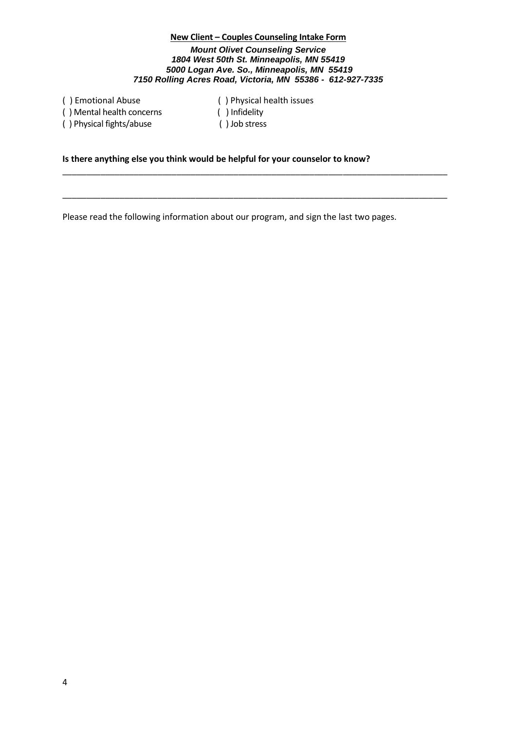**New Client – Couples Counseling Intake Form**

***Mount Olivet Counseling Service***
***1804 West 50th St. Minneapolis, MN 55419***
***5000 Logan Ave. So., Minneapolis, MN 55419***
***7150 Rolling Acres Road, Victoria, MN 55386 - 612-927-7335***

( ) Emotional Abuse
( ) Mental health concerns
( ) Physical fights/abuse
( ) Physical health issues
( ) Infidelity
( ) Job stress

**Is there anything else you think would be helpful for your counselor to know?**

_______________________________________________________________________________

_______________________________________________________________________________

Please read the following information about our program, and sign the last two pages.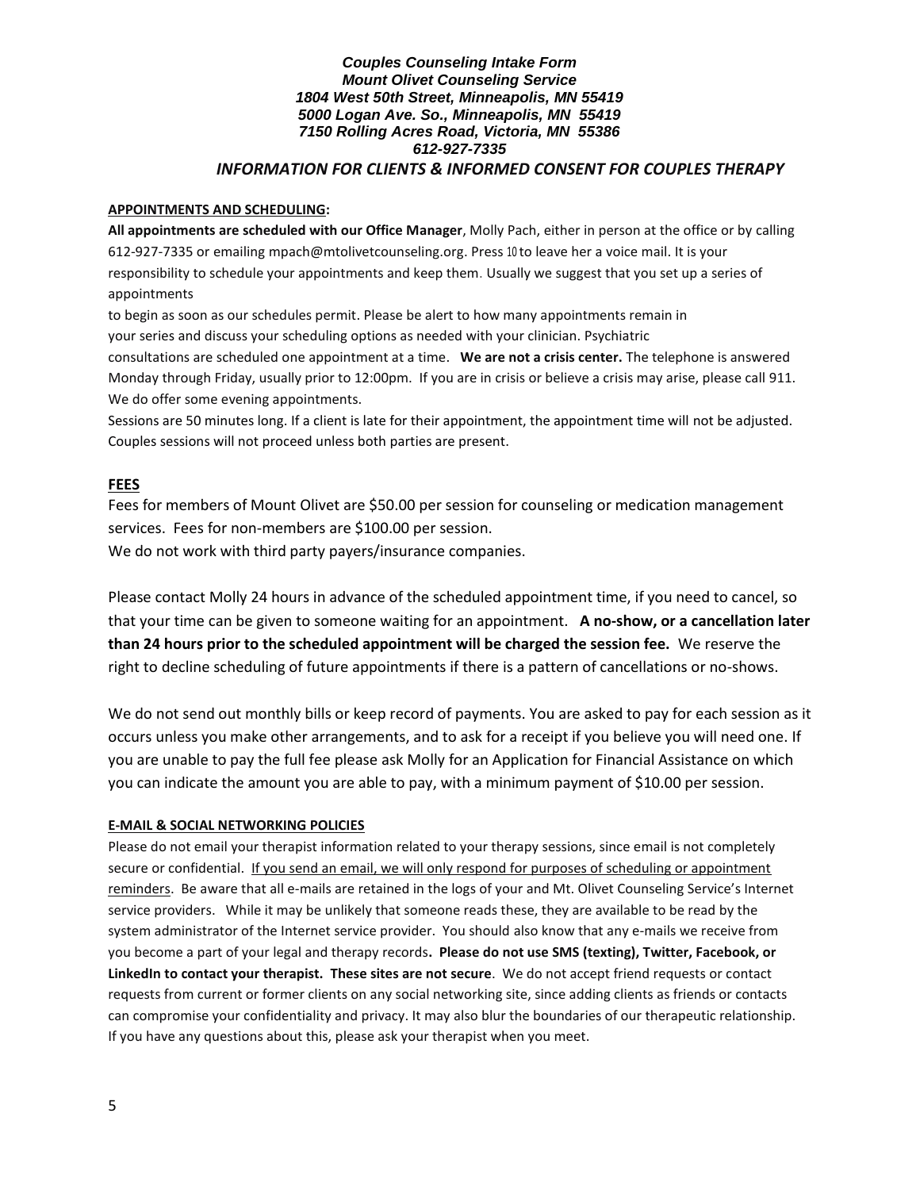***Couples Counseling Intake Form***
***Mount Olivet Counseling Service***
***1804 West 50th Street, Minneapolis, MN 55419***
***5000 Logan Ave. So., Minneapolis, MN 55419***
***7150 Rolling Acres Road, Victoria, MN 55386***
***612-927-7335***

*INFORMATION FOR CLIENTS & INFORMED CONSENT FOR COUPLES THERAPY*

**APPOINTMENTS AND SCHEDULING:**

**All appointments are scheduled with our Office Manager**, Molly Pach, either in person at the office or by calling 612-927-7335 or emailing mpach@mtolivetcounseling.org. Press 10 to leave her a voice mail. It is your responsibility to schedule your appointments and keep them. Usually we suggest that you set up a series of appointments to begin as soon as our schedules permit. Please be alert to how many appointments remain in your series and discuss your scheduling options as needed with your clinician. Psychiatric consultations are scheduled one appointment at a time. **We are not a crisis center.** The telephone is answered Monday through Friday, usually prior to 12:00pm. If you are in crisis or believe a crisis may arise, please call 911. We do offer some evening appointments.

Sessions are 50 minutes long. If a client is late for their appointment, the appointment time will not be adjusted. Couples sessions will not proceed unless both parties are present.

**FEES**

Fees for members of Mount Olivet are $50.00 per session for counseling or medication management services. Fees for non-members are $100.00 per session.
We do not work with third party payers/insurance companies.

Please contact Molly 24 hours in advance of the scheduled appointment time, if you need to cancel, so that your time can be given to someone waiting for an appointment. **A no-show, or a cancellation later than 24 hours prior to the scheduled appointment will be charged the session fee.** We reserve the right to decline scheduling of future appointments if there is a pattern of cancellations or no-shows.

We do not send out monthly bills or keep record of payments. You are asked to pay for each session as it occurs unless you make other arrangements, and to ask for a receipt if you believe you will need one. If you are unable to pay the full fee please ask Molly for an Application for Financial Assistance on which you can indicate the amount you are able to pay, with a minimum payment of $10.00 per session.

**E-MAIL & SOCIAL NETWORKING POLICIES**

Please do not email your therapist information related to your therapy sessions, since email is not completely secure or confidential. If you send an email, we will only respond for purposes of scheduling or appointment reminders. Be aware that all e-mails are retained in the logs of your and Mt. Olivet Counseling Service's Internet service providers. While it may be unlikely that someone reads these, they are available to be read by the system administrator of the Internet service provider. You should also know that any e-mails we receive from you become a part of your legal and therapy records**. Please do not use SMS (texting), Twitter, Facebook, or LinkedIn to contact your therapist. These sites are not secure**. We do not accept friend requests or contact requests from current or former clients on any social networking site, since adding clients as friends or contacts can compromise your confidentiality and privacy. It may also blur the boundaries of our therapeutic relationship. If you have any questions about this, please ask your therapist when you meet.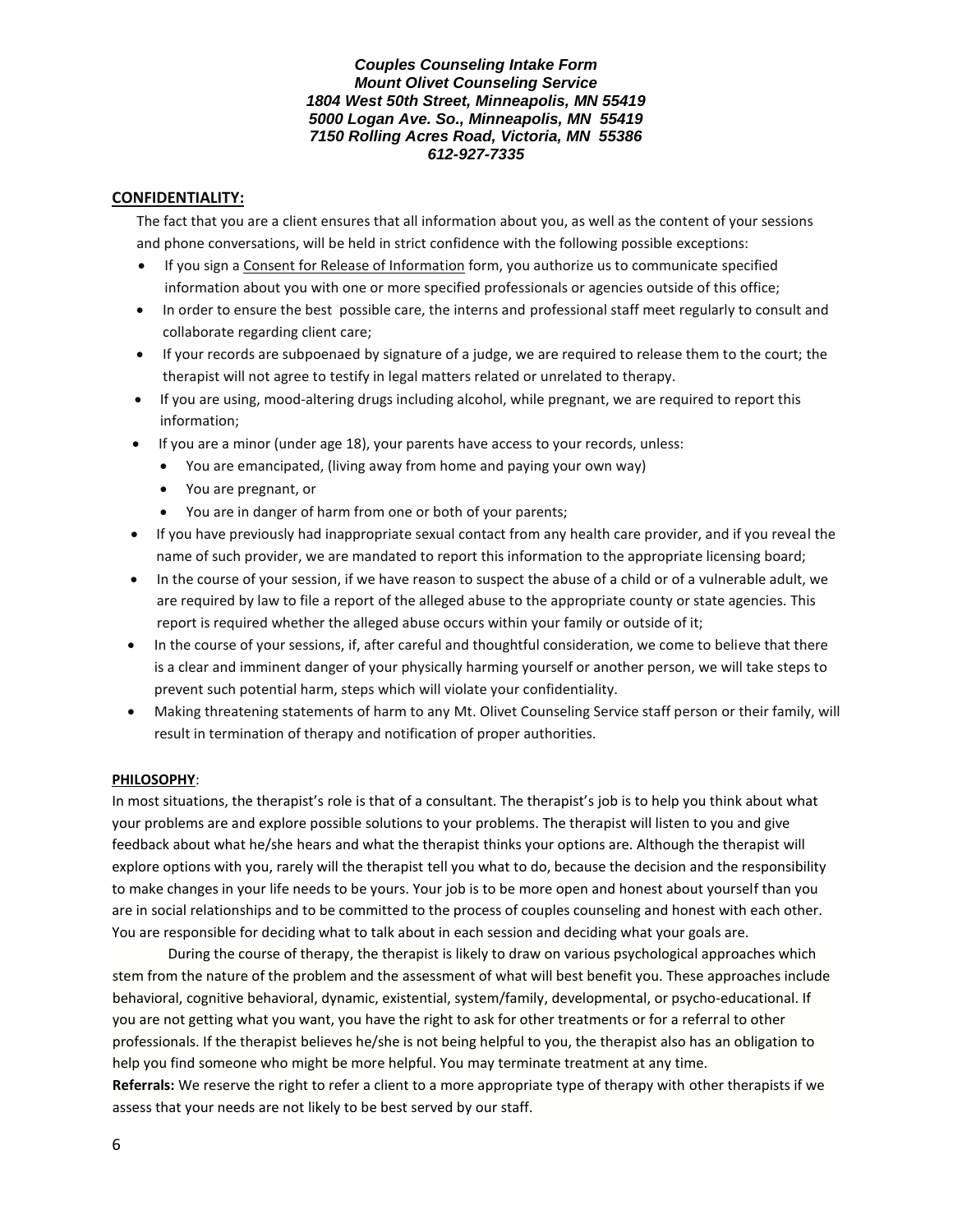***Couples Counseling Intake Form***
***Mount Olivet Counseling Service***
***1804 West 50th Street, Minneapolis, MN 55419***
***5000 Logan Ave. So., Minneapolis, MN 55419***
***7150 Rolling Acres Road, Victoria, MN 55386***
***612-927-7335***

**CONFIDENTIALITY:**

The fact that you are a client ensures that all information about you, as well as the content of your sessions and phone conversations, will be held in strict confidence with the following possible exceptions:

- If you sign a Consent for Release of Information form, you authorize us to communicate specified information about you with one or more specified professionals or agencies outside of this office;
- In order to ensure the best possible care, the interns and professional staff meet regularly to consult and collaborate regarding client care;
- If your records are subpoenaed by signature of a judge, we are required to release them to the court; the therapist will not agree to testify in legal matters related or unrelated to therapy.
- If you are using, mood-altering drugs including alcohol, while pregnant, we are required to report this information;
- If you are a minor (under age 18), your parents have access to your records, unless:
  - You are emancipated, (living away from home and paying your own way)
  - You are pregnant, or
  - You are in danger of harm from one or both of your parents;
- If you have previously had inappropriate sexual contact from any health care provider, and if you reveal the name of such provider, we are mandated to report this information to the appropriate licensing board;
- In the course of your session, if we have reason to suspect the abuse of a child or of a vulnerable adult, we are required by law to file a report of the alleged abuse to the appropriate county or state agencies. This report is required whether the alleged abuse occurs within your family or outside of it;
- In the course of your sessions, if, after careful and thoughtful consideration, we come to believe that there is a clear and imminent danger of your physically harming yourself or another person, we will take steps to prevent such potential harm, steps which will violate your confidentiality.
- Making threatening statements of harm to any Mt. Olivet Counseling Service staff person or their family, will result in termination of therapy and notification of proper authorities.

**PHILOSOPHY**:

In most situations, the therapist's role is that of a consultant. The therapist's job is to help you think about what your problems are and explore possible solutions to your problems. The therapist will listen to you and give feedback about what he/she hears and what the therapist thinks your options are. Although the therapist will explore options with you, rarely will the therapist tell you what to do, because the decision and the responsibility to make changes in your life needs to be yours. Your job is to be more open and honest about yourself than you are in social relationships and to be committed to the process of couples counseling and honest with each other. You are responsible for deciding what to talk about in each session and deciding what your goals are.

During the course of therapy, the therapist is likely to draw on various psychological approaches which stem from the nature of the problem and the assessment of what will best benefit you. These approaches include behavioral, cognitive behavioral, dynamic, existential, system/family, developmental, or psycho-educational. If you are not getting what you want, you have the right to ask for other treatments or for a referral to other professionals. If the therapist believes he/she is not being helpful to you, the therapist also has an obligation to help you find someone who might be more helpful. You may terminate treatment at any time.

**Referrals:** We reserve the right to refer a client to a more appropriate type of therapy with other therapists if we assess that your needs are not likely to be best served by our staff.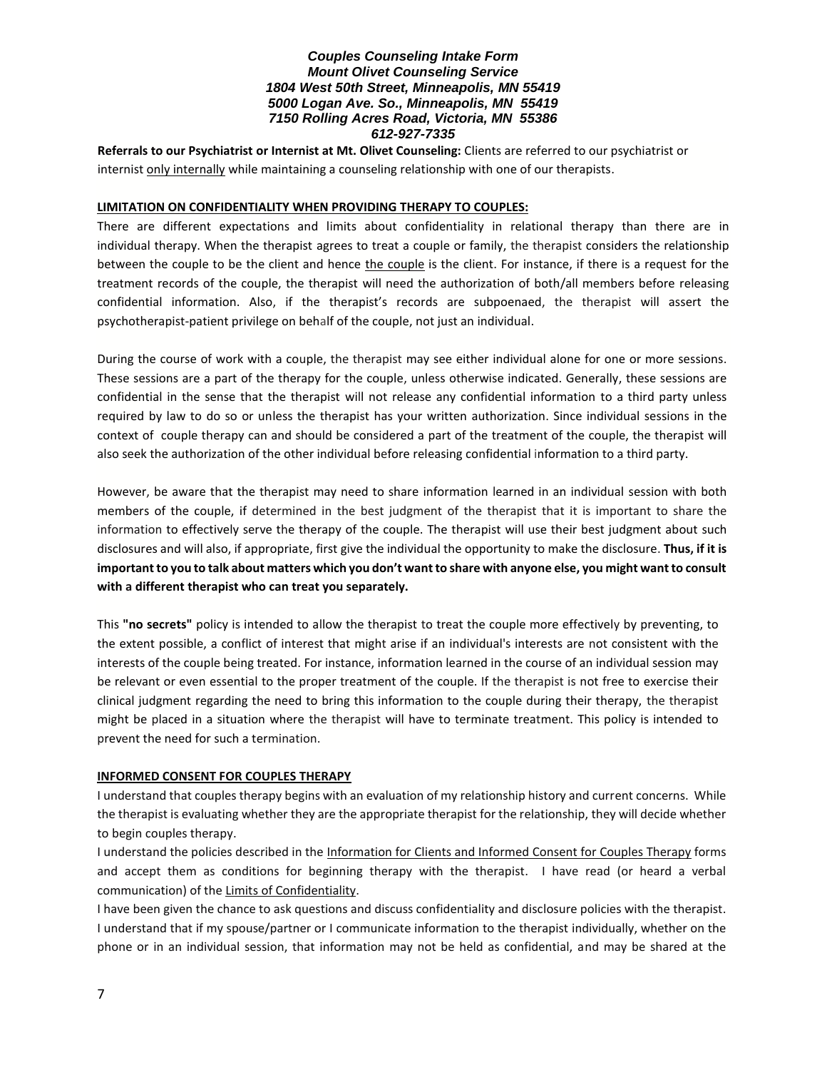***Couples Counseling Intake Form***
***Mount Olivet Counseling Service***
***1804 West 50th Street, Minneapolis, MN 55419***
***5000 Logan Ave. So., Minneapolis, MN 55419***
***7150 Rolling Acres Road, Victoria, MN 55386***
***612-927-7335***

**Referrals to our Psychiatrist or Internist at Mt. Olivet Counseling:** Clients are referred to our psychiatrist or internist only internally while maintaining a counseling relationship with one of our therapists.

**LIMITATION ON CONFIDENTIALITY WHEN PROVIDING THERAPY TO COUPLES:**

There are different expectations and limits about confidentiality in relational therapy than there are in individual therapy. When the therapist agrees to treat a couple or family, the therapist considers the relationship between the couple to be the client and hence the couple is the client. For instance, if there is a request for the treatment records of the couple, the therapist will need the authorization of both/all members before releasing confidential information. Also, if the therapist's records are subpoenaed, the therapist will assert the psychotherapist-patient privilege on behalf of the couple, not just an individual.

During the course of work with a couple, the therapist may see either individual alone for one or more sessions. These sessions are a part of the therapy for the couple, unless otherwise indicated. Generally, these sessions are confidential in the sense that the therapist will not release any confidential information to a third party unless required by law to do so or unless the therapist has your written authorization. Since individual sessions in the context of couple therapy can and should be considered a part of the treatment of the couple, the therapist will also seek the authorization of the other individual before releasing confidential information to a third party.

However, be aware that the therapist may need to share information learned in an individual session with both members of the couple, if determined in the best judgment of the therapist that it is important to share the information to effectively serve the therapy of the couple. The therapist will use their best judgment about such disclosures and will also, if appropriate, first give the individual the opportunity to make the disclosure. **Thus, if it is important to you to talk about matters which you don't want to share with anyone else, you might want to consult with a different therapist who can treat you separately.**

This **"no secrets"** policy is intended to allow the therapist to treat the couple more effectively by preventing, to the extent possible, a conflict of interest that might arise if an individual's interests are not consistent with the interests of the couple being treated. For instance, information learned in the course of an individual session may be relevant or even essential to the proper treatment of the couple. If the therapist is not free to exercise their clinical judgment regarding the need to bring this information to the couple during their therapy, the therapist might be placed in a situation where the therapist will have to terminate treatment. This policy is intended to prevent the need for such a termination.

**INFORMED CONSENT FOR COUPLES THERAPY**

I understand that couples therapy begins with an evaluation of my relationship history and current concerns. While the therapist is evaluating whether they are the appropriate therapist for the relationship, they will decide whether to begin couples therapy.

I understand the policies described in the Information for Clients and Informed Consent for Couples Therapy forms and accept them as conditions for beginning therapy with the therapist. I have read (or heard a verbal communication) of the Limits of Confidentiality.

I have been given the chance to ask questions and discuss confidentiality and disclosure policies with the therapist. I understand that if my spouse/partner or I communicate information to the therapist individually, whether on the phone or in an individual session, that information may not be held as confidential, and may be shared at the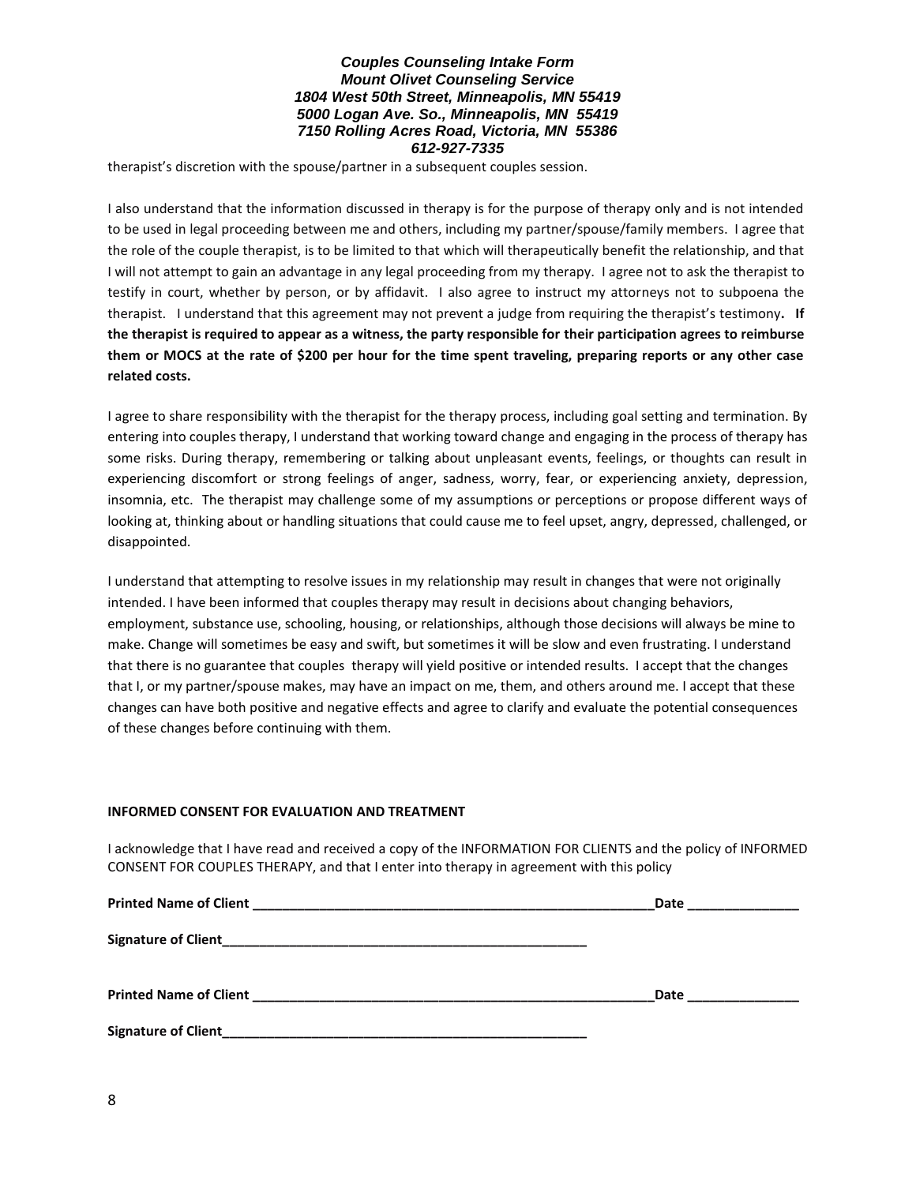therapist's discretion with the spouse/partner in a subsequent couples session.

I also understand that the information discussed in therapy is for the purpose of therapy only and is not intended to be used in legal proceeding between me and others, including my partner/spouse/family members. I agree that the role of the couple therapist, is to be limited to that which will therapeutically benefit the relationship, and that I will not attempt to gain an advantage in any legal proceeding from my therapy. I agree not to ask the therapist to testify in court, whether by person, or by affidavit. I also agree to instruct my attorneys not to subpoena the therapist. I understand that this agreement may not prevent a judge from requiring the therapist's testimony**. If the therapist is required to appear as a witness, the party responsible for their participation agrees to reimburse them or MOCS at the rate of $200 per hour for the time spent traveling, preparing reports or any other case related costs.**

I agree to share responsibility with the therapist for the therapy process, including goal setting and termination. By entering into couples therapy, I understand that working toward change and engaging in the process of therapy has some risks. During therapy, remembering or talking about unpleasant events, feelings, or thoughts can result in experiencing discomfort or strong feelings of anger, sadness, worry, fear, or experiencing anxiety, depression, insomnia, etc. The therapist may challenge some of my assumptions or perceptions or propose different ways of looking at, thinking about or handling situations that could cause me to feel upset, angry, depressed, challenged, or disappointed.

I understand that attempting to resolve issues in my relationship may result in changes that were not originally intended. I have been informed that couples therapy may result in decisions about changing behaviors, employment, substance use, schooling, housing, or relationships, although those decisions will always be mine to make. Change will sometimes be easy and swift, but sometimes it will be slow and even frustrating. I understand that there is no guarantee that couples therapy will yield positive or intended results. I accept that the changes that I, or my partner/spouse makes, may have an impact on me, them, and others around me. I accept that these changes can have both positive and negative effects and agree to clarify and evaluate the potential consequences of these changes before continuing with them.

**INFORMED CONSENT FOR EVALUATION AND TREATMENT**

I acknowledge that I have read and received a copy of the INFORMATION FOR CLIENTS and the policy of INFORMED CONSENT FOR COUPLES THERAPY, and that I enter into therapy in agreement with this policy

**Printed Name of Client** ________________________________________________________**Date** _______________

**Signature of Client**___________________________________________________

**Printed Name of Client** ________________________________________________________**Date** _______________

**Signature of Client**___________________________________________________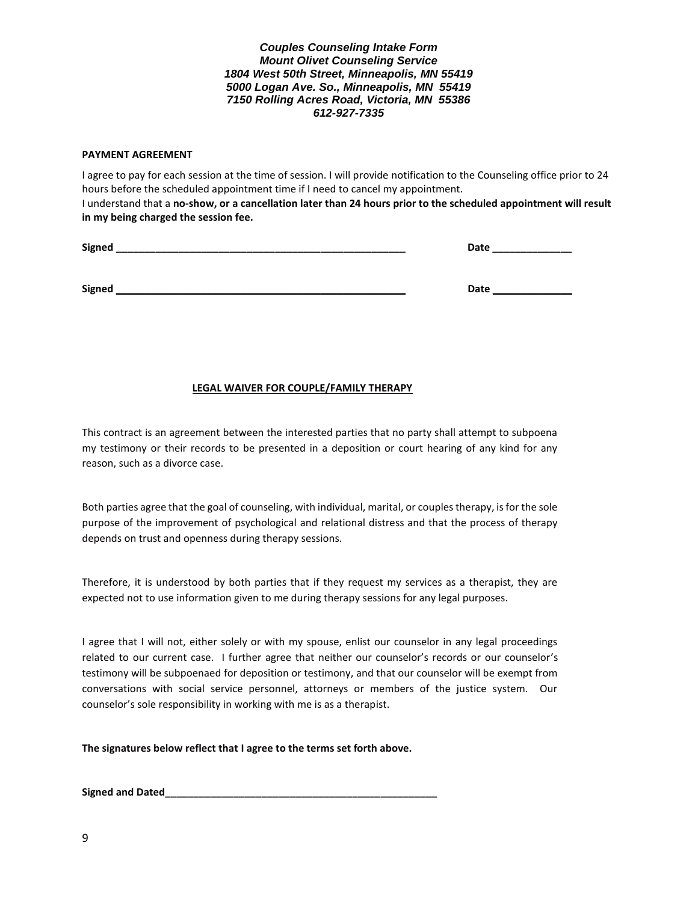***Couples Counseling Intake Form***
***Mount Olivet Counseling Service***
***1804 West 50th Street, Minneapolis, MN 55419***
***5000 Logan Ave. So., Minneapolis, MN 55419***
***7150 Rolling Acres Road, Victoria, MN 55386***
***612-927-7335***

**PAYMENT AGREEMENT**

I agree to pay for each session at the time of session. I will provide notification to the Counseling office prior to 24 hours before the scheduled appointment time if I need to cancel my appointment.
I understand that a **no-show, or a cancellation later than 24 hours prior to the scheduled appointment will result in my being charged the session fee.**

**Signed** ______________________________________________ **Date** _____________

**Signed** ______________________________________________ **Date** _____________

**<u>LEGAL WAIVER FOR COUPLE/FAMILY THERAPY</u>**

This contract is an agreement between the interested parties that no party shall attempt to subpoena my testimony or their records to be presented in a deposition or court hearing of any kind for any reason, such as a divorce case.

Both parties agree that the goal of counseling, with individual, marital, or couples therapy, is for the sole purpose of the improvement of psychological and relational distress and that the process of therapy depends on trust and openness during therapy sessions.

Therefore, it is understood by both parties that if they request my services as a therapist, they are expected not to use information given to me during therapy sessions for any legal purposes.

I agree that I will not, either solely or with my spouse, enlist our counselor in any legal proceedings related to our current case. I further agree that neither our counselor's records or our counselor's testimony will be subpoenaed for deposition or testimony, and that our counselor will be exempt from conversations with social service personnel, attorneys or members of the justice system. Our counselor's sole responsibility in working with me is as a therapist.

**The signatures below reflect that I agree to the terms set forth above.**

**Signed and Dated**______________________________________________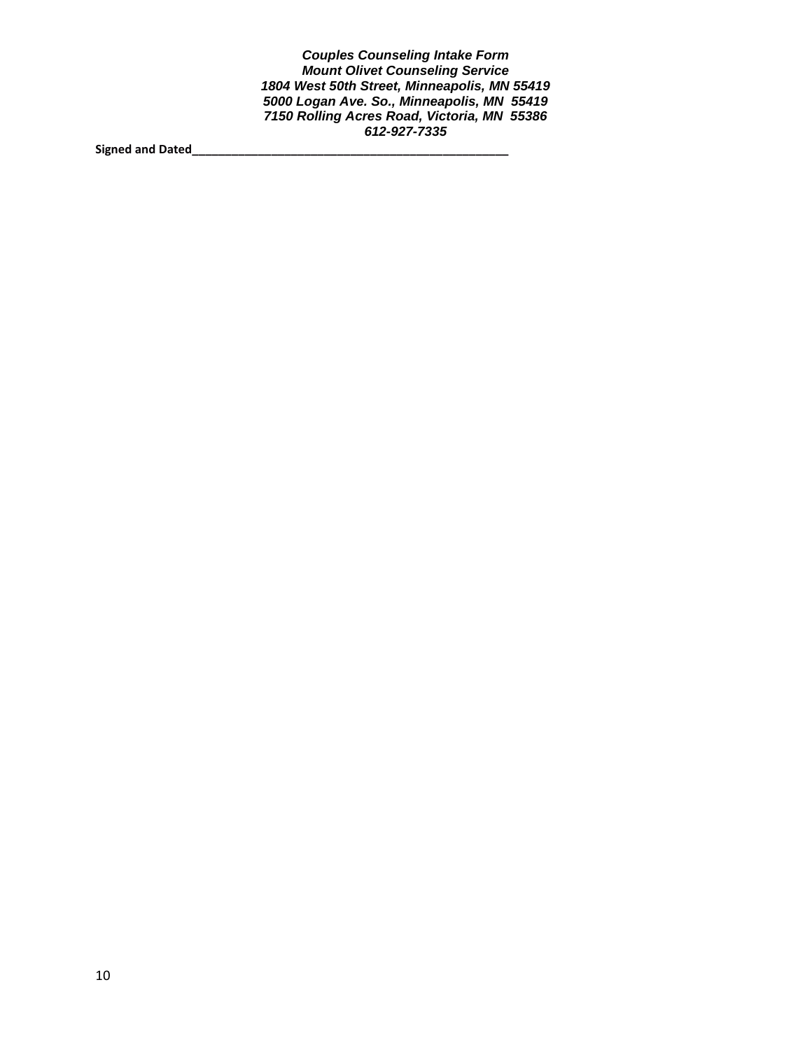*Couples Counseling Intake Form*
*Mount Olivet Counseling Service*
*1804 West 50th Street, Minneapolis, MN 55419*
*5000 Logan Ave. So., Minneapolis, MN 55419*
*7150 Rolling Acres Road, Victoria, MN 55386*
*612-927-7335*

**Signed and Dated**_____________________________________________________